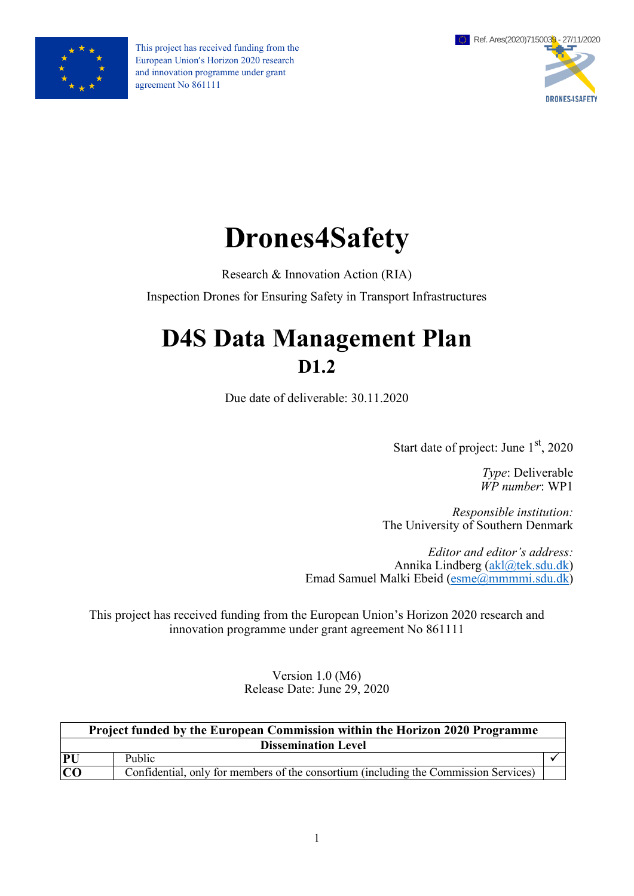This project has received funding from the European Union's Horizon 2020 research and innovation programme under grant agreement No 861111

Ref. Ares(2020)7150039 - 27/11/2020

DRONES4SAFETY

# Drones4Safety

Research & Innovation Action (RIA)

Inspection Drones for Ensuring Safety in Transport Infrastructures

# D4S Data Management Plan

## D1.2

Due date of deliverable: 30.11.2020

Start date of project: June 1st, 2020

*Type*: Deliverable
*WP number*: WP1

*Responsible institution:*
The University of Southern Denmark

*Editor and editor's address:*
Annika Lindberg (akl@tek.sdu.dk)
Emad Samuel Malki Ebeid (esme@mmmmi.sdu.dk)

This project has received funding from the European Union's Horizon 2020 research and innovation programme under grant agreement No 861111

Version 1.0 (M6)
Release Date: June 29, 2020

| Project funded by the European Commission within the Horizon 2020 Programme | | |
|---|---|---|
| **Dissemination Level** | | |
| **PU** | Public | ✓ |
| **CO** | Confidential, only for members of the consortium (including the Commission Services) | |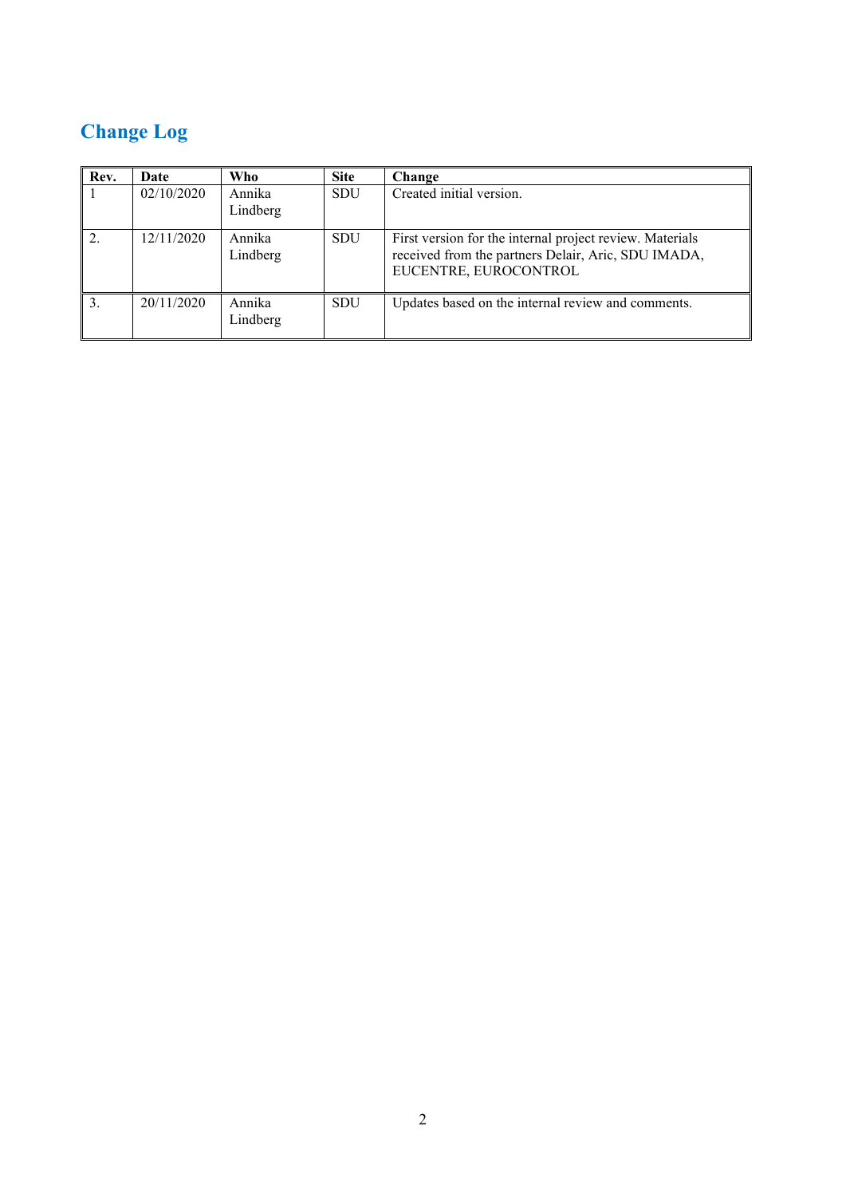# Change Log

| Rev. | Date | Who | Site | Change |
|---|---|---|---|---|
| 1 | 02/10/2020 | Annika Lindberg | SDU | Created initial version. |
| 2. | 12/11/2020 | Annika Lindberg | SDU | First version for the internal project review. Materials received from the partners Delair, Aric, SDU IMADA, EUCENTRE, EUROCONTROL |
| 3. | 20/11/2020 | Annika Lindberg | SDU | Updates based on the internal review and comments. |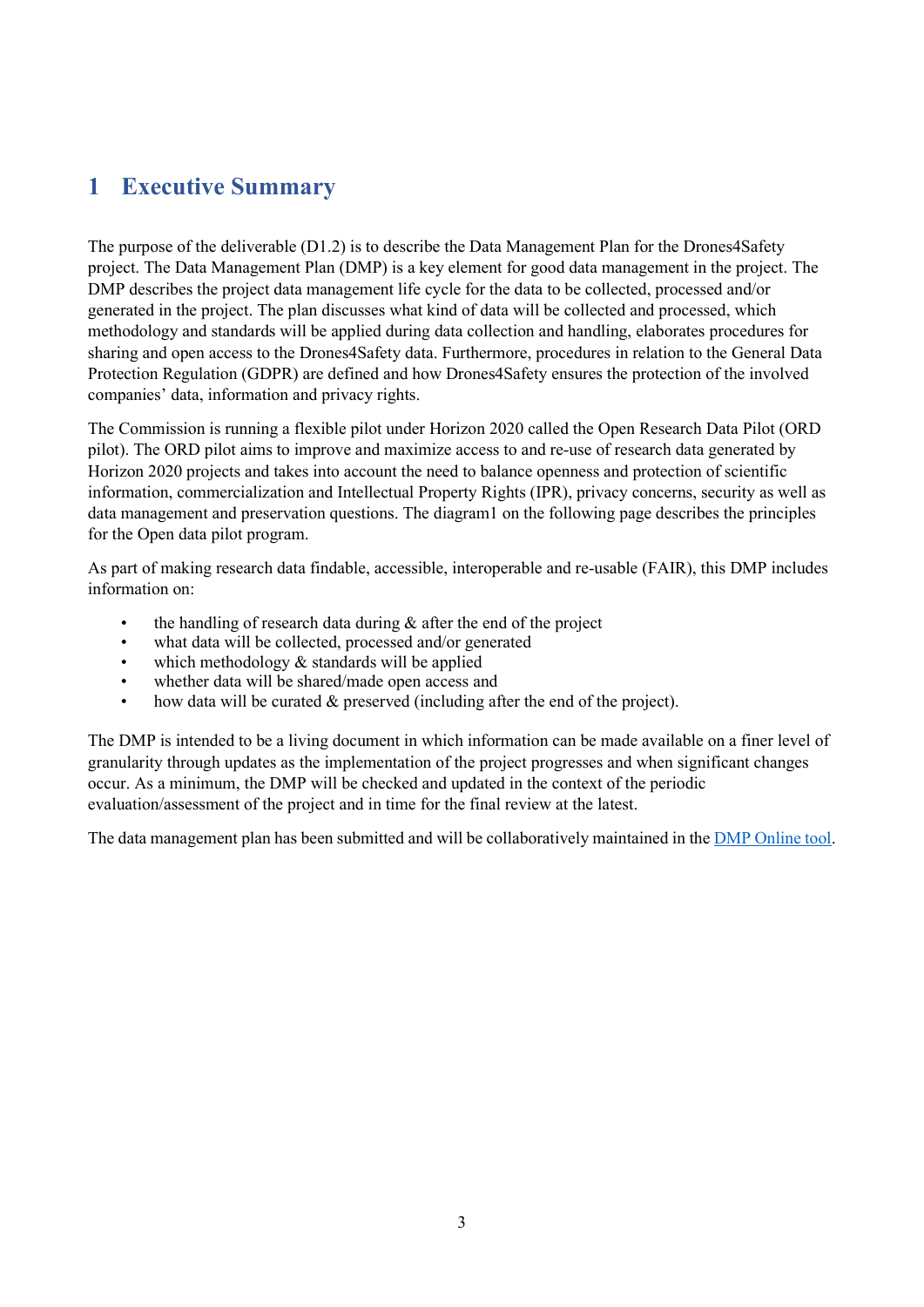# 1 Executive Summary

The purpose of the deliverable (D1.2) is to describe the Data Management Plan for the Drones4Safety project. The Data Management Plan (DMP) is a key element for good data management in the project. The DMP describes the project data management life cycle for the data to be collected, processed and/or generated in the project. The plan discusses what kind of data will be collected and processed, which methodology and standards will be applied during data collection and handling, elaborates procedures for sharing and open access to the Drones4Safety data. Furthermore, procedures in relation to the General Data Protection Regulation (GDPR) are defined and how Drones4Safety ensures the protection of the involved companies' data, information and privacy rights.

The Commission is running a flexible pilot under Horizon 2020 called the Open Research Data Pilot (ORD pilot). The ORD pilot aims to improve and maximize access to and re-use of research data generated by Horizon 2020 projects and takes into account the need to balance openness and protection of scientific information, commercialization and Intellectual Property Rights (IPR), privacy concerns, security as well as data management and preservation questions. The diagram1 on the following page describes the principles for the Open data pilot program.

As part of making research data findable, accessible, interoperable and re-usable (FAIR), this DMP includes information on:

- the handling of research data during & after the end of the project
- what data will be collected, processed and/or generated
- which methodology & standards will be applied
- whether data will be shared/made open access and
- how data will be curated & preserved (including after the end of the project).

The DMP is intended to be a living document in which information can be made available on a finer level of granularity through updates as the implementation of the project progresses and when significant changes occur. As a minimum, the DMP will be checked and updated in the context of the periodic evaluation/assessment of the project and in time for the final review at the latest.

The data management plan has been submitted and will be collaboratively maintained in the DMP Online tool.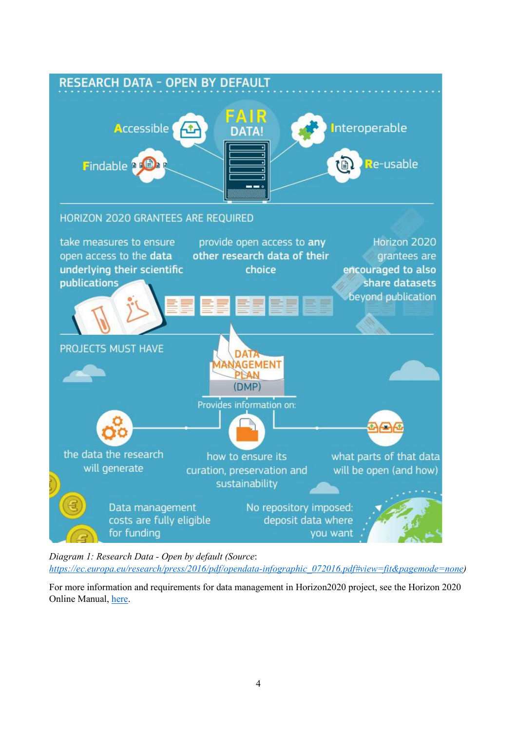## RESEARCH DATA - OPEN BY DEFAULT

**FAIR DATA!**

- **F**indable
- **A**ccessible
- **I**nteroperable
- **R**e-usable

### HORIZON 2020 GRANTEES ARE REQUIRED

- take measures to ensure open access to the **data underlying their scientific publications**
- provide open access to **any other research data of their choice**

Horizon 2020 grantees are **encouraged to also share datasets** beyond publication

### PROJECTS MUST HAVE

**DATA MANAGEMENT PLAN (DMP)**

Provides information on:

- the data the research will generate
- how to ensure its curation, preservation and sustainability
- what parts of that data will be open (and how)

Data management costs are fully eligible for funding

No repository imposed: deposit data where you want

*Diagram 1: Research Data - Open by default (Source*: *https://ec.europa.eu/research/press/2016/pdf/opendata-infographic_072016.pdf#view=fit&pagemode=none)*

For more information and requirements for data management in Horizon2020 project, see the Horizon 2020 Online Manual, here.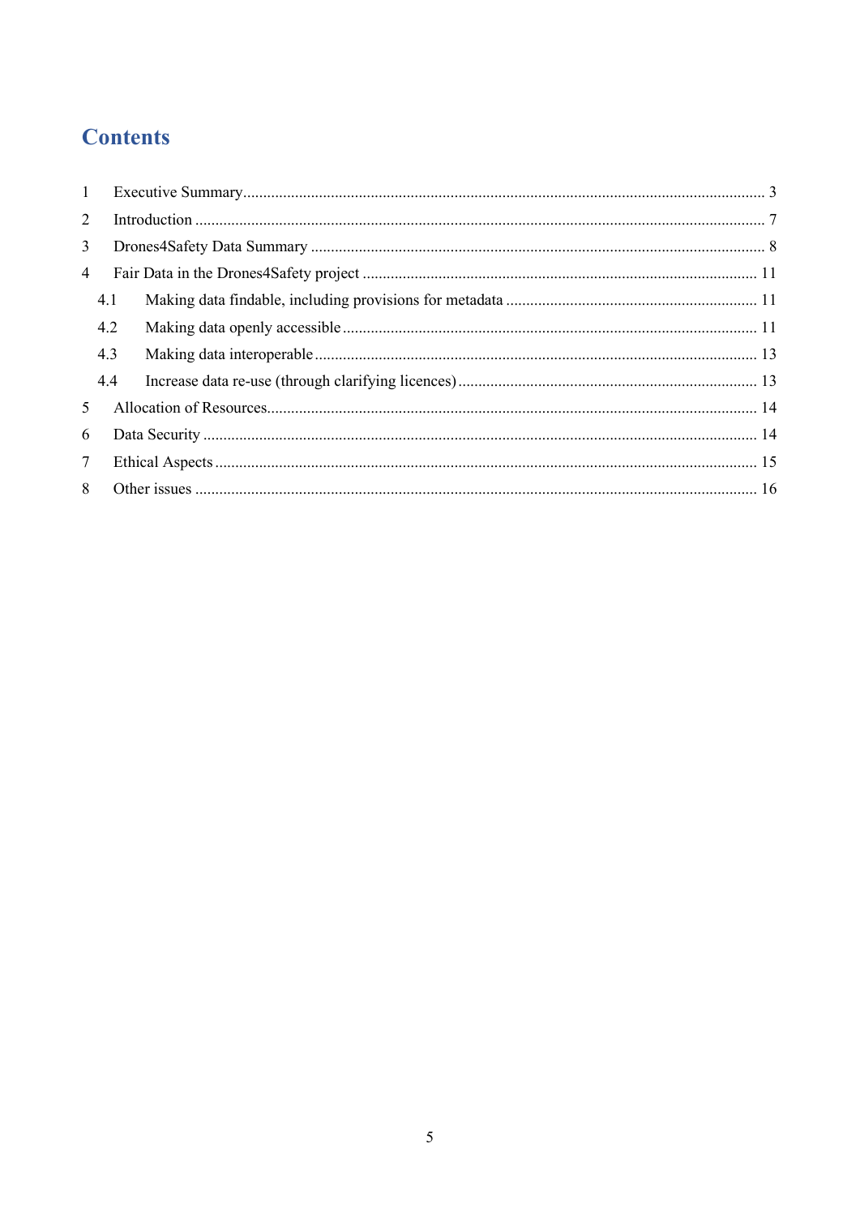# Contents

1 Executive Summary ..... 3
2 Introduction ..... 7
3 Drones4Safety Data Summary ..... 8
4 Fair Data in the Drones4Safety project ..... 11
  4.1 Making data findable, including provisions for metadata ..... 11
  4.2 Making data openly accessible ..... 11
  4.3 Making data interoperable ..... 13
  4.4 Increase data re-use (through clarifying licences) ..... 13
5 Allocation of Resources ..... 14
6 Data Security ..... 14
7 Ethical Aspects ..... 15
8 Other issues ..... 16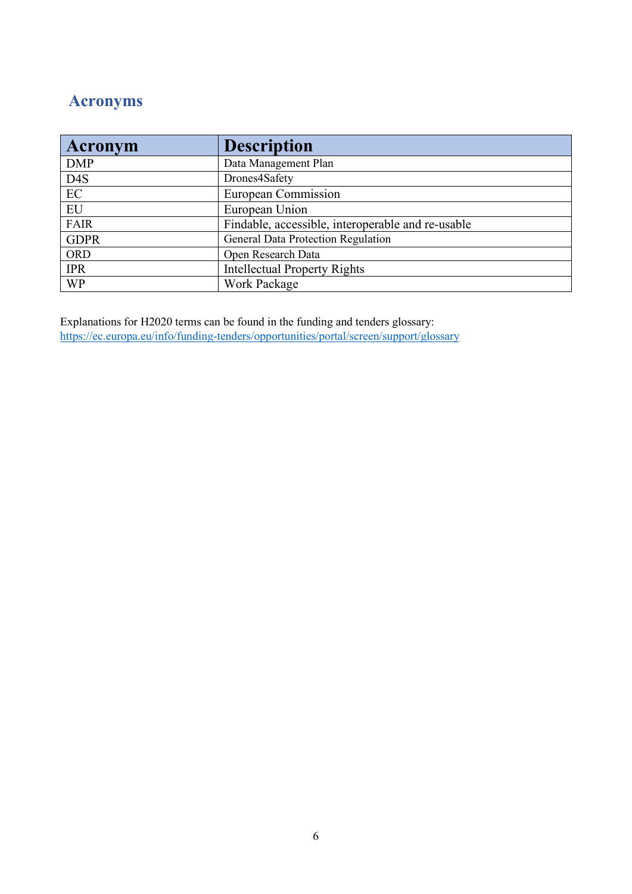# Acronyms

| Acronym | Description |
|---|---|
| DMP | Data Management Plan |
| D4S | Drones4Safety |
| EC | European Commission |
| EU | European Union |
| FAIR | Findable, accessible, interoperable and re-usable |
| GDPR | General Data Protection Regulation |
| ORD | Open Research Data |
| IPR | Intellectual Property Rights |
| WP | Work Package |

Explanations for H2020 terms can be found in the funding and tenders glossary: https://ec.europa.eu/info/funding-tenders/opportunities/portal/screen/support/glossary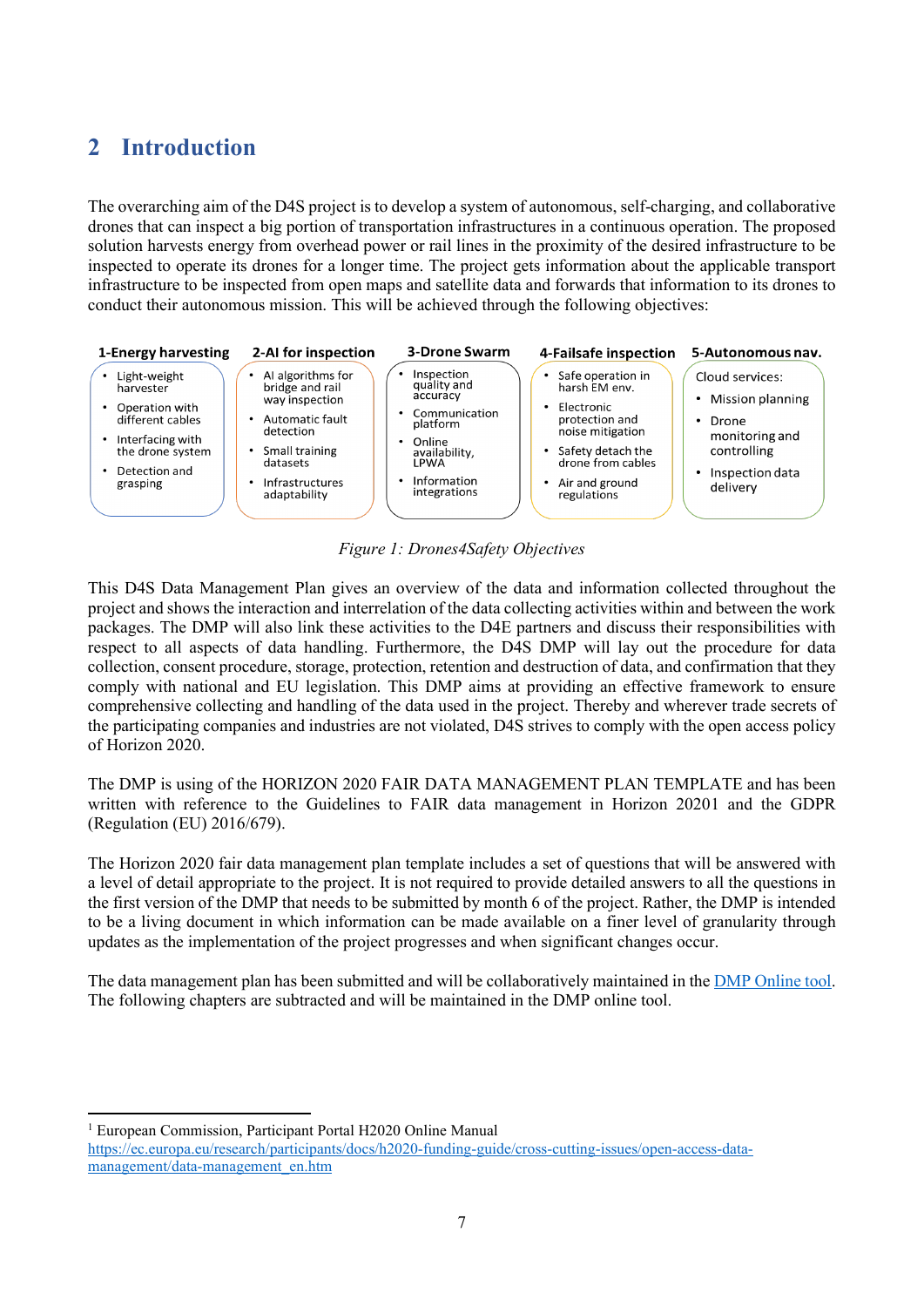# 2 Introduction

The overarching aim of the D4S project is to develop a system of autonomous, self-charging, and collaborative drones that can inspect a big portion of transportation infrastructures in a continuous operation. The proposed solution harvests energy from overhead power or rail lines in the proximity of the desired infrastructure to be inspected to operate its drones for a longer time. The project gets information about the applicable transport infrastructure to be inspected from open maps and satellite data and forwards that information to its drones to conduct their autonomous mission. This will be achieved through the following objectives:

| 1-Energy harvesting | 2-AI for inspection | 3-Drone Swarm | 4-Failsafe inspection | 5-Autonomous nav. |
|---|---|---|---|---|
| • Light-weight harvester<br>• Operation with different cables<br>• Interfacing with the drone system<br>• Detection and grasping | • AI algorithms for bridge and rail way inspection<br>• Automatic fault detection<br>• Small training datasets<br>• Infrastructures adaptability | • Inspection quality and accuracy<br>• Communication platform<br>• Online availability, LPWA<br>• Information integrations | • Safe operation in harsh EM env.<br>• Electronic protection and noise mitigation<br>• Safety detach the drone from cables<br>• Air and ground regulations | Cloud services:<br>• Mission planning<br>• Drone monitoring and controlling<br>• Inspection data delivery |

*Figure 1: Drones4Safety Objectives*

This D4S Data Management Plan gives an overview of the data and information collected throughout the project and shows the interaction and interrelation of the data collecting activities within and between the work packages. The DMP will also link these activities to the D4E partners and discuss their responsibilities with respect to all aspects of data handling. Furthermore, the D4S DMP will lay out the procedure for data collection, consent procedure, storage, protection, retention and destruction of data, and confirmation that they comply with national and EU legislation. This DMP aims at providing an effective framework to ensure comprehensive collecting and handling of the data used in the project. Thereby and wherever trade secrets of the participating companies and industries are not violated, D4S strives to comply with the open access policy of Horizon 2020.

The DMP is using of the HORIZON 2020 FAIR DATA MANAGEMENT PLAN TEMPLATE and has been written with reference to the Guidelines to FAIR data management in Horizon 2020[1] and the GDPR (Regulation (EU) 2016/679).

The Horizon 2020 fair data management plan template includes a set of questions that will be answered with a level of detail appropriate to the project. It is not required to provide detailed answers to all the questions in the first version of the DMP that needs to be submitted by month 6 of the project. Rather, the DMP is intended to be a living document in which information can be made available on a finer level of granularity through updates as the implementation of the project progresses and when significant changes occur.

The data management plan has been submitted and will be collaboratively maintained in the [DMP Online tool](). The following chapters are subtracted and will be maintained in the DMP online tool.

---

[1] European Commission, Participant Portal H2020 Online Manual https://ec.europa.eu/research/participants/docs/h2020-funding-guide/cross-cutting-issues/open-access-data-management/data-management_en.htm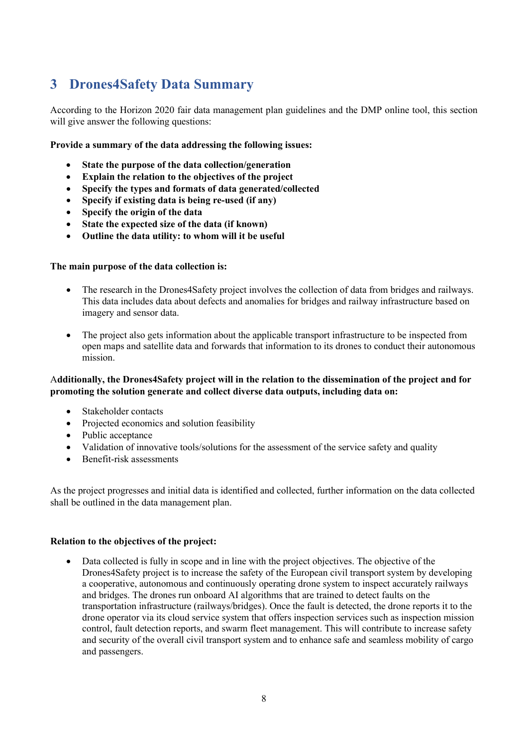# 3 Drones4Safety Data Summary

According to the Horizon 2020 fair data management plan guidelines and the DMP online tool, this section will give answer the following questions:

**Provide a summary of the data addressing the following issues:**

- **State the purpose of the data collection/generation**
- **Explain the relation to the objectives of the project**
- **Specify the types and formats of data generated/collected**
- **Specify if existing data is being re-used (if any)**
- **Specify the origin of the data**
- **State the expected size of the data (if known)**
- **Outline the data utility: to whom will it be useful**

**The main purpose of the data collection is:**

- The research in the Drones4Safety project involves the collection of data from bridges and railways. This data includes data about defects and anomalies for bridges and railway infrastructure based on imagery and sensor data.

- The project also gets information about the applicable transport infrastructure to be inspected from open maps and satellite data and forwards that information to its drones to conduct their autonomous mission.

**Additionally, the Drones4Safety project will in the relation to the dissemination of the project and for promoting the solution generate and collect diverse data outputs, including data on:**

- Stakeholder contacts
- Projected economics and solution feasibility
- Public acceptance
- Validation of innovative tools/solutions for the assessment of the service safety and quality
- Benefit-risk assessments

As the project progresses and initial data is identified and collected, further information on the data collected shall be outlined in the data management plan.

**Relation to the objectives of the project:**

- Data collected is fully in scope and in line with the project objectives. The objective of the Drones4Safety project is to increase the safety of the European civil transport system by developing a cooperative, autonomous and continuously operating drone system to inspect accurately railways and bridges. The drones run onboard AI algorithms that are trained to detect faults on the transportation infrastructure (railways/bridges). Once the fault is detected, the drone reports it to the drone operator via its cloud service system that offers inspection services such as inspection mission control, fault detection reports, and swarm fleet management. This will contribute to increase safety and security of the overall civil transport system and to enhance safe and seamless mobility of cargo and passengers.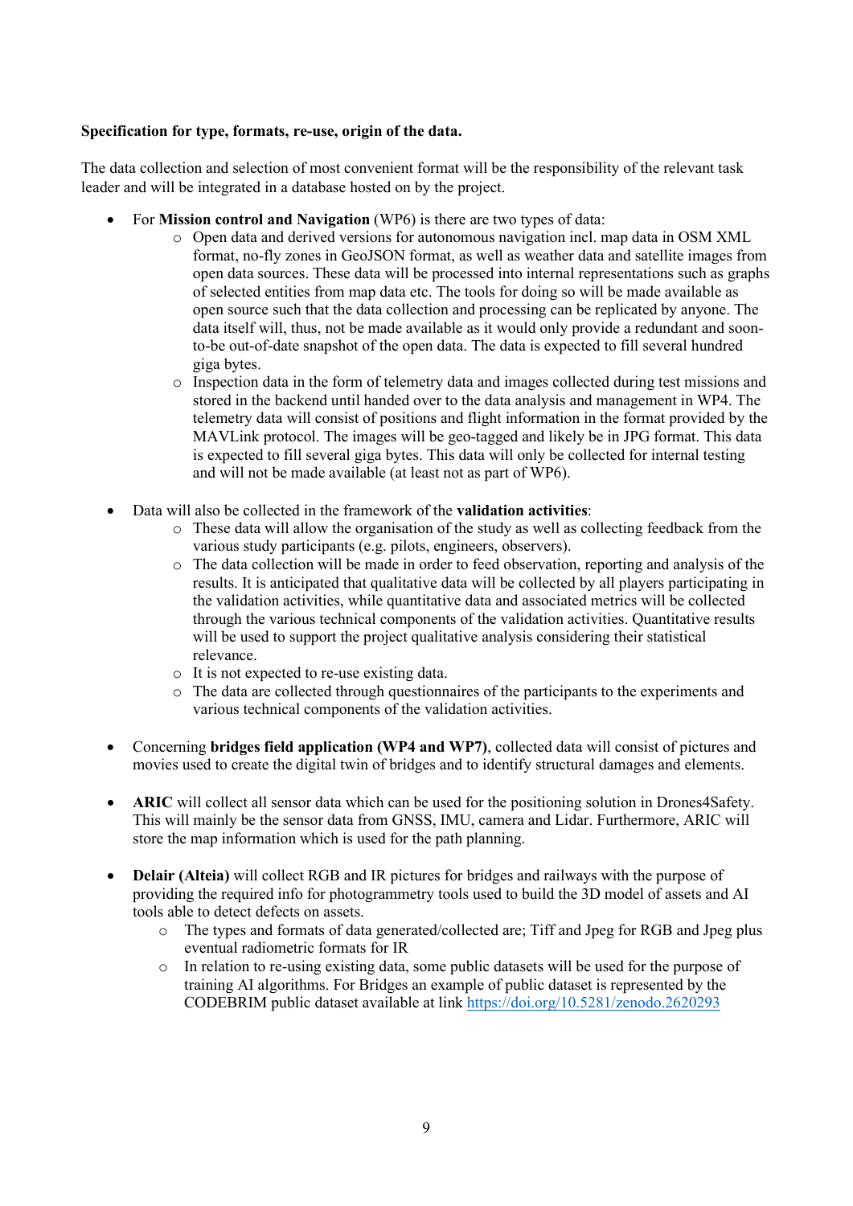**Specification for type, formats, re-use, origin of the data.**

The data collection and selection of most convenient format will be the responsibility of the relevant task leader and will be integrated in a database hosted on by the project.

- For **Mission control and Navigation** (WP6) is there are two types of data:
  - Open data and derived versions for autonomous navigation incl. map data in OSM XML format, no-fly zones in GeoJSON format, as well as weather data and satellite images from open data sources. These data will be processed into internal representations such as graphs of selected entities from map data etc. The tools for doing so will be made available as open source such that the data collection and processing can be replicated by anyone. The data itself will, thus, not be made available as it would only provide a redundant and soon-to-be out-of-date snapshot of the open data. The data is expected to fill several hundred giga bytes.
  - Inspection data in the form of telemetry data and images collected during test missions and stored in the backend until handed over to the data analysis and management in WP4. The telemetry data will consist of positions and flight information in the format provided by the MAVLink protocol. The images will be geo-tagged and likely be in JPG format. This data is expected to fill several giga bytes. This data will only be collected for internal testing and will not be made available (at least not as part of WP6).

- Data will also be collected in the framework of the **validation activities**:
  - These data will allow the organisation of the study as well as collecting feedback from the various study participants (e.g. pilots, engineers, observers).
  - The data collection will be made in order to feed observation, reporting and analysis of the results. It is anticipated that qualitative data will be collected by all players participating in the validation activities, while quantitative data and associated metrics will be collected through the various technical components of the validation activities. Quantitative results will be used to support the project qualitative analysis considering their statistical relevance.
  - It is not expected to re-use existing data.
  - The data are collected through questionnaires of the participants to the experiments and various technical components of the validation activities.

- Concerning **bridges field application (WP4 and WP7)**, collected data will consist of pictures and movies used to create the digital twin of bridges and to identify structural damages and elements.

- **ARIC** will collect all sensor data which can be used for the positioning solution in Drones4Safety. This will mainly be the sensor data from GNSS, IMU, camera and Lidar. Furthermore, ARIC will store the map information which is used for the path planning.

- **Delair (Alteia)** will collect RGB and IR pictures for bridges and railways with the purpose of providing the required info for photogrammetry tools used to build the 3D model of assets and AI tools able to detect defects on assets.
  - The types and formats of data generated/collected are; Tiff and Jpeg for RGB and Jpeg plus eventual radiometric formats for IR
  - In relation to re-using existing data, some public datasets will be used for the purpose of training AI algorithms. For Bridges an example of public dataset is represented by the CODEBRIM public dataset available at link https://doi.org/10.5281/zenodo.2620293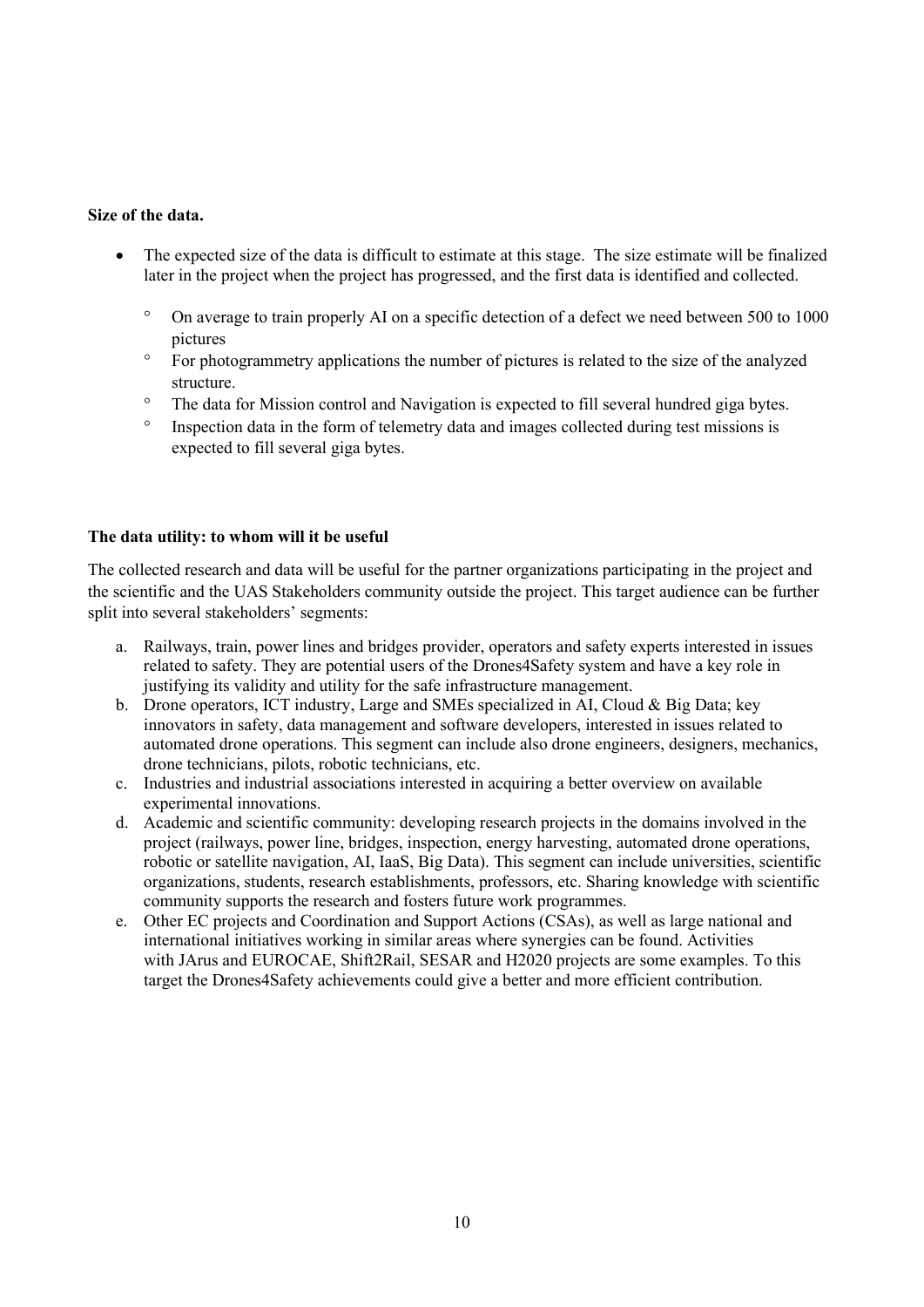**Size of the data.**

- The expected size of the data is difficult to estimate at this stage. The size estimate will be finalized later in the project when the project has progressed, and the first data is identified and collected.
    - On average to train properly AI on a specific detection of a defect we need between 500 to 1000 pictures
    - For photogrammetry applications the number of pictures is related to the size of the analyzed structure.
    - The data for Mission control and Navigation is expected to fill several hundred giga bytes.
    - Inspection data in the form of telemetry data and images collected during test missions is expected to fill several giga bytes.

**The data utility: to whom will it be useful**

The collected research and data will be useful for the partner organizations participating in the project and the scientific and the UAS Stakeholders community outside the project. This target audience can be further split into several stakeholders' segments:

a. Railways, train, power lines and bridges provider, operators and safety experts interested in issues related to safety. They are potential users of the Drones4Safety system and have a key role in justifying its validity and utility for the safe infrastructure management.
b. Drone operators, ICT industry, Large and SMEs specialized in AI, Cloud & Big Data; key innovators in safety, data management and software developers, interested in issues related to automated drone operations. This segment can include also drone engineers, designers, mechanics, drone technicians, pilots, robotic technicians, etc.
c. Industries and industrial associations interested in acquiring a better overview on available experimental innovations.
d. Academic and scientific community: developing research projects in the domains involved in the project (railways, power line, bridges, inspection, energy harvesting, automated drone operations, robotic or satellite navigation, AI, IaaS, Big Data). This segment can include universities, scientific organizations, students, research establishments, professors, etc. Sharing knowledge with scientific community supports the research and fosters future work programmes.
e. Other EC projects and Coordination and Support Actions (CSAs), as well as large national and international initiatives working in similar areas where synergies can be found. Activities with JArus and EUROCAE, Shift2Rail, SESAR and H2020 projects are some examples. To this target the Drones4Safety achievements could give a better and more efficient contribution.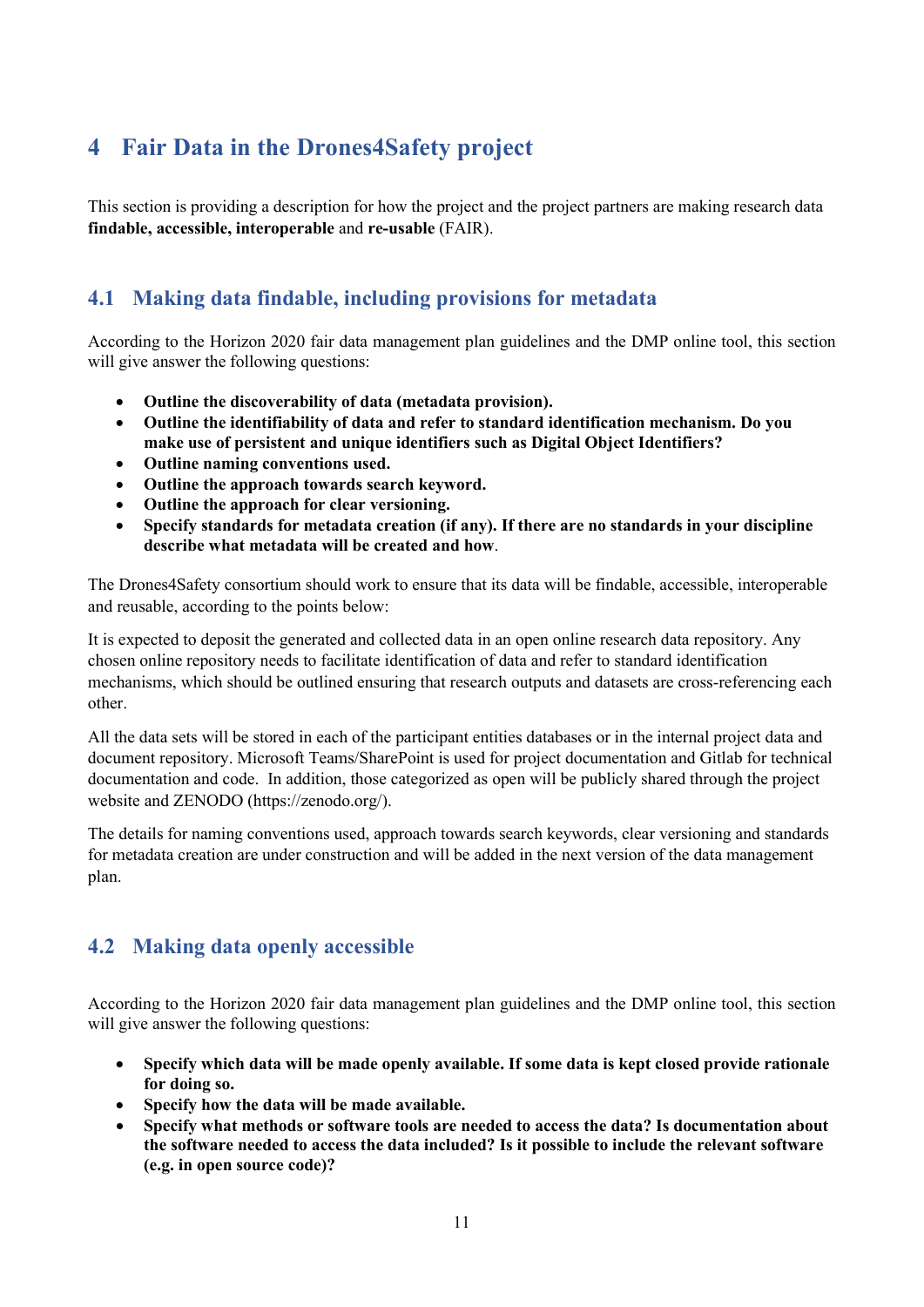# 4 Fair Data in the Drones4Safety project

This section is providing a description for how the project and the project partners are making research data **findable, accessible, interoperable** and **re-usable** (FAIR).

## 4.1 Making data findable, including provisions for metadata

According to the Horizon 2020 fair data management plan guidelines and the DMP online tool, this section will give answer the following questions:

- **Outline the discoverability of data (metadata provision).**
- **Outline the identifiability of data and refer to standard identification mechanism. Do you make use of persistent and unique identifiers such as Digital Object Identifiers?**
- **Outline naming conventions used.**
- **Outline the approach towards search keyword.**
- **Outline the approach for clear versioning.**
- **Specify standards for metadata creation (if any). If there are no standards in your discipline describe what metadata will be created and how**.

The Drones4Safety consortium should work to ensure that its data will be findable, accessible, interoperable and reusable, according to the points below:

It is expected to deposit the generated and collected data in an open online research data repository. Any chosen online repository needs to facilitate identification of data and refer to standard identification mechanisms, which should be outlined ensuring that research outputs and datasets are cross-referencing each other.

All the data sets will be stored in each of the participant entities databases or in the internal project data and document repository. Microsoft Teams/SharePoint is used for project documentation and Gitlab for technical documentation and code. In addition, those categorized as open will be publicly shared through the project website and ZENODO (https://zenodo.org/).

The details for naming conventions used, approach towards search keywords, clear versioning and standards for metadata creation are under construction and will be added in the next version of the data management plan.

## 4.2 Making data openly accessible

According to the Horizon 2020 fair data management plan guidelines and the DMP online tool, this section will give answer the following questions:

- **Specify which data will be made openly available. If some data is kept closed provide rationale for doing so.**
- **Specify how the data will be made available.**
- **Specify what methods or software tools are needed to access the data? Is documentation about the software needed to access the data included? Is it possible to include the relevant software (e.g. in open source code)?**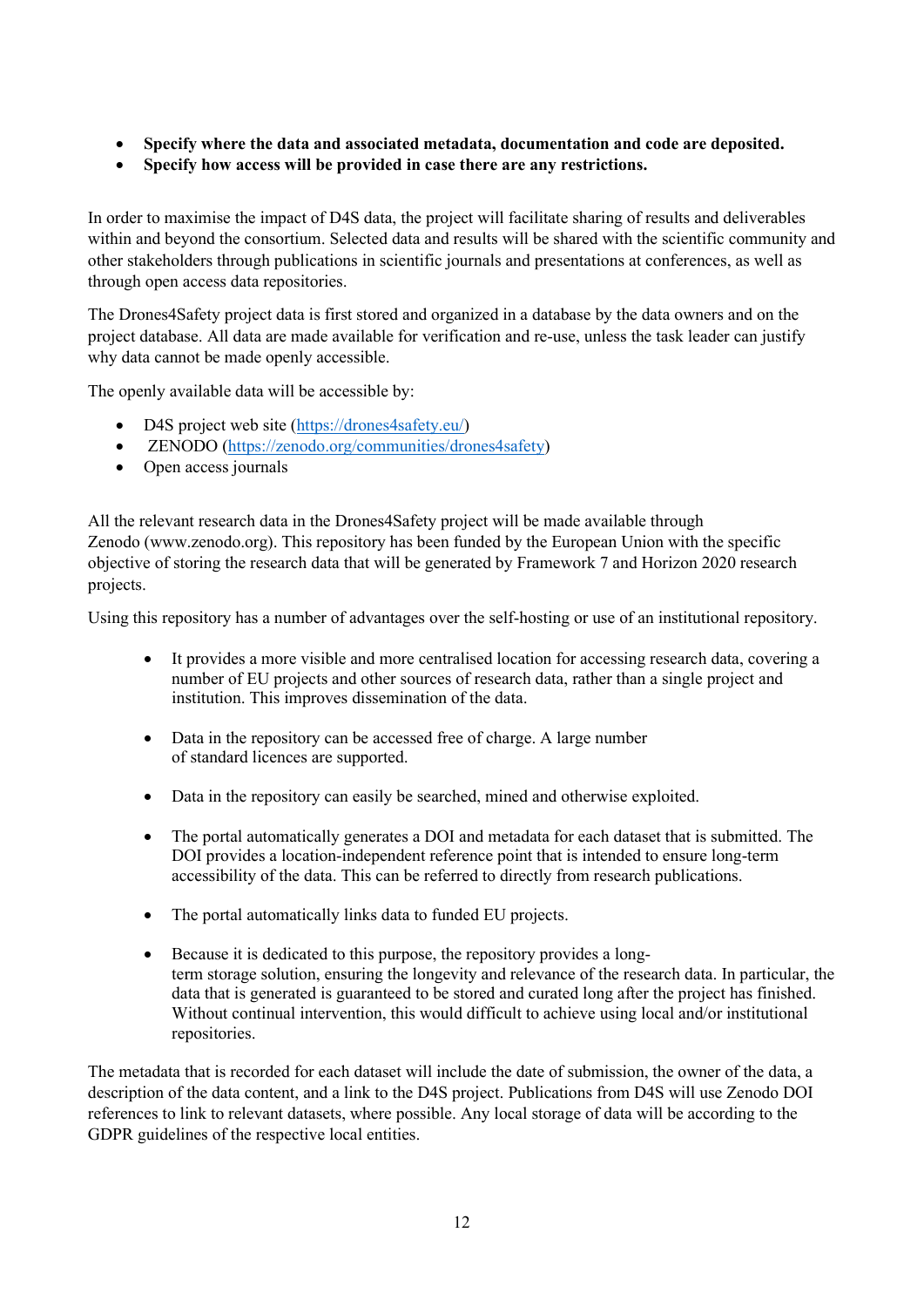- **Specify where the data and associated metadata, documentation and code are deposited.**
- **Specify how access will be provided in case there are any restrictions.**

In order to maximise the impact of D4S data, the project will facilitate sharing of results and deliverables within and beyond the consortium. Selected data and results will be shared with the scientific community and other stakeholders through publications in scientific journals and presentations at conferences, as well as through open access data repositories.

The Drones4Safety project data is first stored and organized in a database by the data owners and on the project database. All data are made available for verification and re-use, unless the task leader can justify why data cannot be made openly accessible.

The openly available data will be accessible by:

- D4S project web site (https://drones4safety.eu/)
- ZENODO (https://zenodo.org/communities/drones4safety)
- Open access journals

All the relevant research data in the Drones4Safety project will be made available through Zenodo (www.zenodo.org). This repository has been funded by the European Union with the specific objective of storing the research data that will be generated by Framework 7 and Horizon 2020 research projects.

Using this repository has a number of advantages over the self-hosting or use of an institutional repository.

- It provides a more visible and more centralised location for accessing research data, covering a number of EU projects and other sources of research data, rather than a single project and institution. This improves dissemination of the data.
- Data in the repository can be accessed free of charge. A large number of standard licences are supported.
- Data in the repository can easily be searched, mined and otherwise exploited.
- The portal automatically generates a DOI and metadata for each dataset that is submitted. The DOI provides a location-independent reference point that is intended to ensure long-term accessibility of the data. This can be referred to directly from research publications.
- The portal automatically links data to funded EU projects.
- Because it is dedicated to this purpose, the repository provides a long-term storage solution, ensuring the longevity and relevance of the research data. In particular, the data that is generated is guaranteed to be stored and curated long after the project has finished. Without continual intervention, this would difficult to achieve using local and/or institutional repositories.

The metadata that is recorded for each dataset will include the date of submission, the owner of the data, a description of the data content, and a link to the D4S project. Publications from D4S will use Zenodo DOI references to link to relevant datasets, where possible. Any local storage of data will be according to the GDPR guidelines of the respective local entities.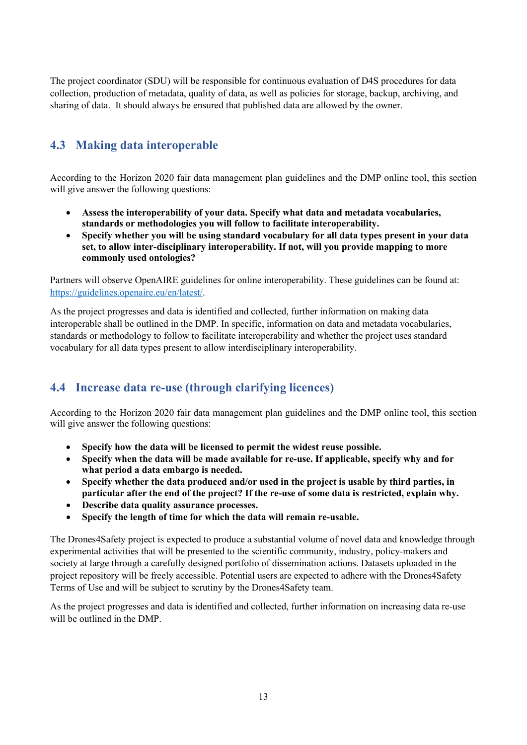The project coordinator (SDU) will be responsible for continuous evaluation of D4S procedures for data collection, production of metadata, quality of data, as well as policies for storage, backup, archiving, and sharing of data. It should always be ensured that published data are allowed by the owner.

## 4.3 Making data interoperable

According to the Horizon 2020 fair data management plan guidelines and the DMP online tool, this section will give answer the following questions:

- **Assess the interoperability of your data. Specify what data and metadata vocabularies, standards or methodologies you will follow to facilitate interoperability.**
- **Specify whether you will be using standard vocabulary for all data types present in your data set, to allow inter-disciplinary interoperability. If not, will you provide mapping to more commonly used ontologies?**

Partners will observe OpenAIRE guidelines for online interoperability. These guidelines can be found at: https://guidelines.openaire.eu/en/latest/.

As the project progresses and data is identified and collected, further information on making data interoperable shall be outlined in the DMP. In specific, information on data and metadata vocabularies, standards or methodology to follow to facilitate interoperability and whether the project uses standard vocabulary for all data types present to allow interdisciplinary interoperability.

## 4.4 Increase data re-use (through clarifying licences)

According to the Horizon 2020 fair data management plan guidelines and the DMP online tool, this section will give answer the following questions:

- **Specify how the data will be licensed to permit the widest reuse possible.**
- **Specify when the data will be made available for re-use. If applicable, specify why and for what period a data embargo is needed.**
- **Specify whether the data produced and/or used in the project is usable by third parties, in particular after the end of the project? If the re-use of some data is restricted, explain why.**
- **Describe data quality assurance processes.**
- **Specify the length of time for which the data will remain re-usable.**

The Drones4Safety project is expected to produce a substantial volume of novel data and knowledge through experimental activities that will be presented to the scientific community, industry, policy-makers and society at large through a carefully designed portfolio of dissemination actions. Datasets uploaded in the project repository will be freely accessible. Potential users are expected to adhere with the Drones4Safety Terms of Use and will be subject to scrutiny by the Drones4Safety team.

As the project progresses and data is identified and collected, further information on increasing data re-use will be outlined in the DMP.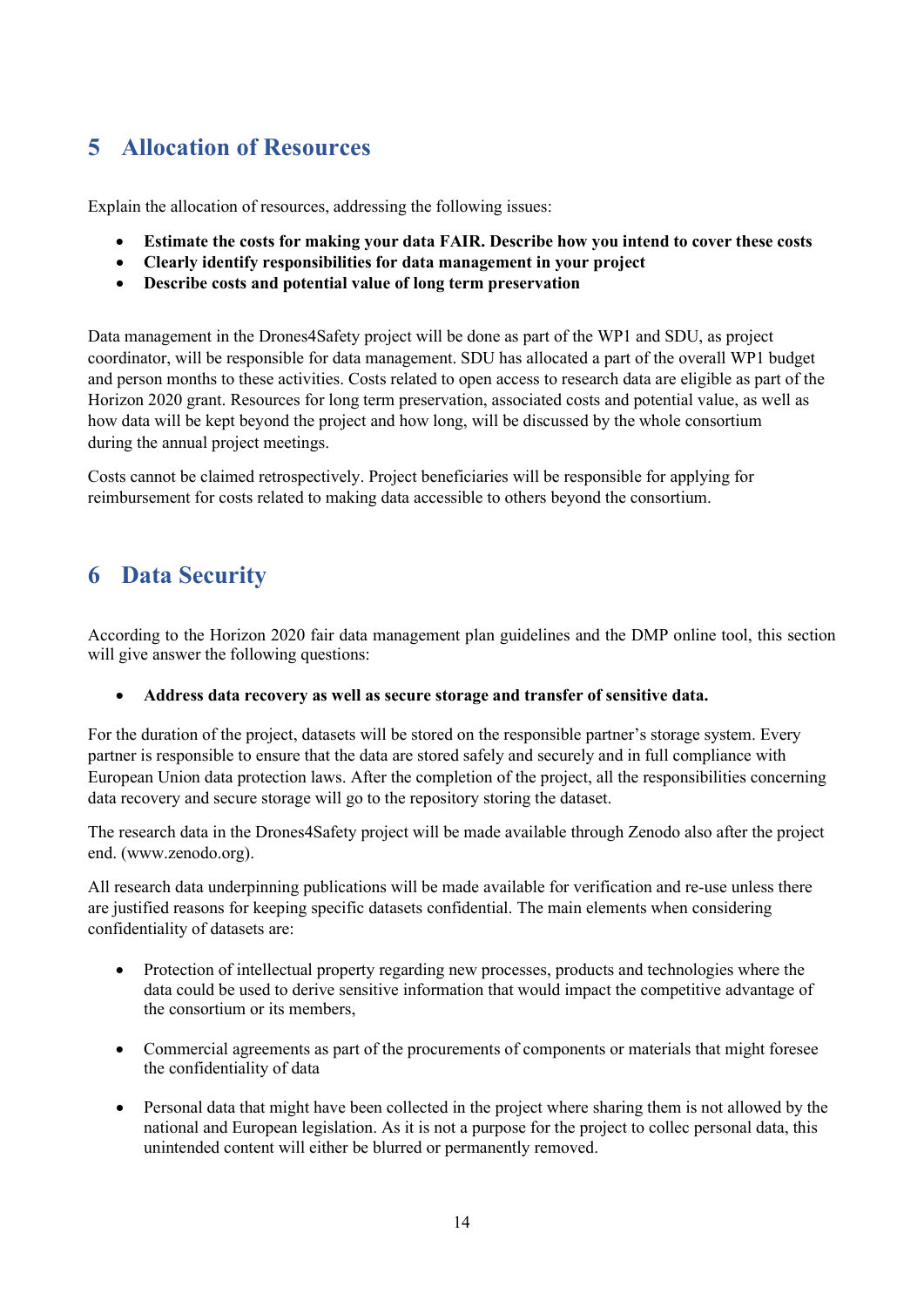# 5 Allocation of Resources

Explain the allocation of resources, addressing the following issues:

- **Estimate the costs for making your data FAIR. Describe how you intend to cover these costs**
- **Clearly identify responsibilities for data management in your project**
- **Describe costs and potential value of long term preservation**

Data management in the Drones4Safety project will be done as part of the WP1 and SDU, as project coordinator, will be responsible for data management. SDU has allocated a part of the overall WP1 budget and person months to these activities. Costs related to open access to research data are eligible as part of the Horizon 2020 grant. Resources for long term preservation, associated costs and potential value, as well as how data will be kept beyond the project and how long, will be discussed by the whole consortium during the annual project meetings.

Costs cannot be claimed retrospectively. Project beneficiaries will be responsible for applying for reimbursement for costs related to making data accessible to others beyond the consortium.

# 6 Data Security

According to the Horizon 2020 fair data management plan guidelines and the DMP online tool, this section will give answer the following questions:

- **Address data recovery as well as secure storage and transfer of sensitive data.**

For the duration of the project, datasets will be stored on the responsible partner's storage system. Every partner is responsible to ensure that the data are stored safely and securely and in full compliance with European Union data protection laws. After the completion of the project, all the responsibilities concerning data recovery and secure storage will go to the repository storing the dataset.

The research data in the Drones4Safety project will be made available through Zenodo also after the project end. (www.zenodo.org).

All research data underpinning publications will be made available for verification and re-use unless there are justified reasons for keeping specific datasets confidential. The main elements when considering confidentiality of datasets are:

- Protection of intellectual property regarding new processes, products and technologies where the data could be used to derive sensitive information that would impact the competitive advantage of the consortium or its members,

- Commercial agreements as part of the procurements of components or materials that might foresee the confidentiality of data

- Personal data that might have been collected in the project where sharing them is not allowed by the national and European legislation. As it is not a purpose for the project to collec personal data, this unintended content will either be blurred or permanently removed.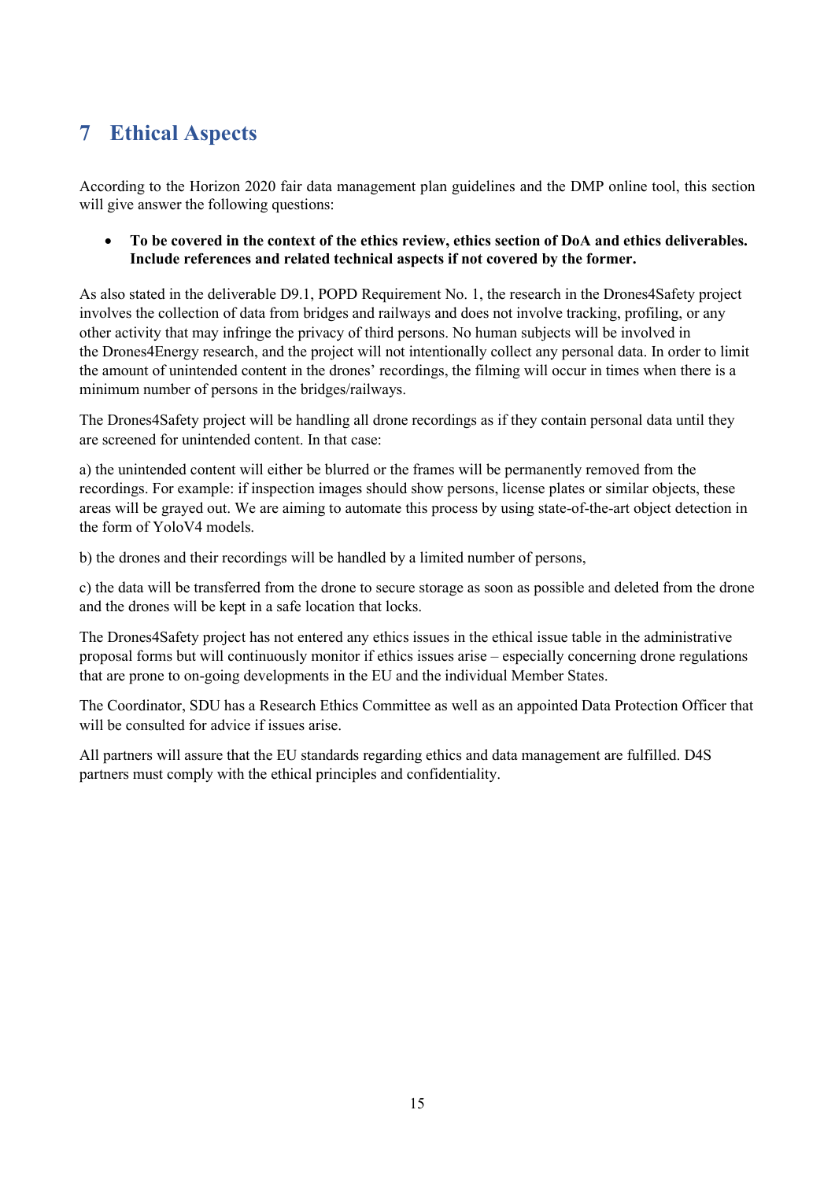# 7 Ethical Aspects

According to the Horizon 2020 fair data management plan guidelines and the DMP online tool, this section will give answer the following questions:

- **To be covered in the context of the ethics review, ethics section of DoA and ethics deliverables. Include references and related technical aspects if not covered by the former.**

As also stated in the deliverable D9.1, POPD Requirement No. 1, the research in the Drones4Safety project involves the collection of data from bridges and railways and does not involve tracking, profiling, or any other activity that may infringe the privacy of third persons. No human subjects will be involved in the Drones4Energy research, and the project will not intentionally collect any personal data. In order to limit the amount of unintended content in the drones' recordings, the filming will occur in times when there is a minimum number of persons in the bridges/railways.

The Drones4Safety project will be handling all drone recordings as if they contain personal data until they are screened for unintended content. In that case:

a) the unintended content will either be blurred or the frames will be permanently removed from the recordings. For example: if inspection images should show persons, license plates or similar objects, these areas will be grayed out. We are aiming to automate this process by using state-of-the-art object detection in the form of YoloV4 models.

b) the drones and their recordings will be handled by a limited number of persons,

c) the data will be transferred from the drone to secure storage as soon as possible and deleted from the drone and the drones will be kept in a safe location that locks.

The Drones4Safety project has not entered any ethics issues in the ethical issue table in the administrative proposal forms but will continuously monitor if ethics issues arise – especially concerning drone regulations that are prone to on-going developments in the EU and the individual Member States.

The Coordinator, SDU has a Research Ethics Committee as well as an appointed Data Protection Officer that will be consulted for advice if issues arise.

All partners will assure that the EU standards regarding ethics and data management are fulfilled. D4S partners must comply with the ethical principles and confidentiality.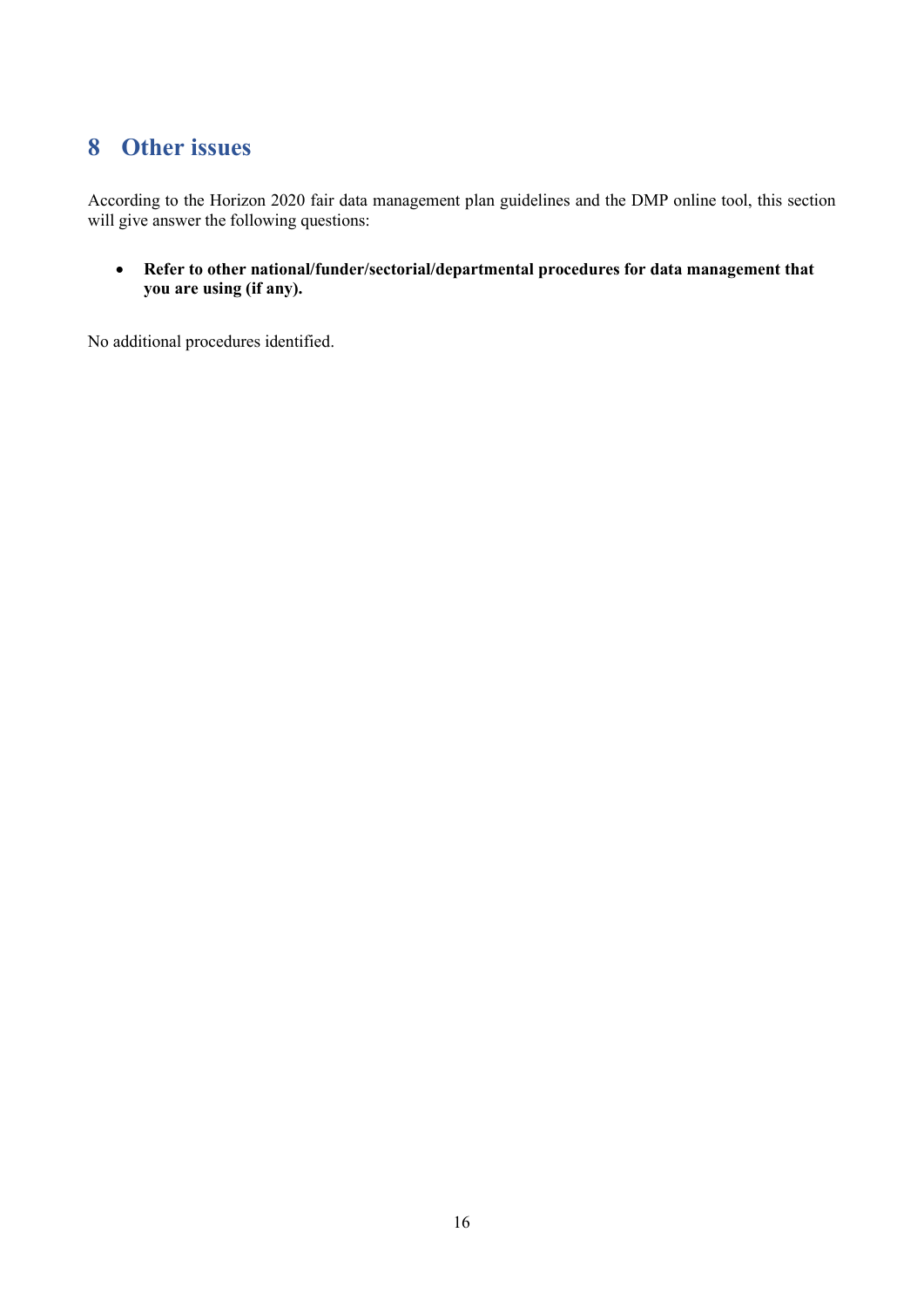# 8 Other issues

According to the Horizon 2020 fair data management plan guidelines and the DMP online tool, this section will give answer the following questions:

- **Refer to other national/funder/sectorial/departmental procedures for data management that you are using (if any).**

No additional procedures identified.